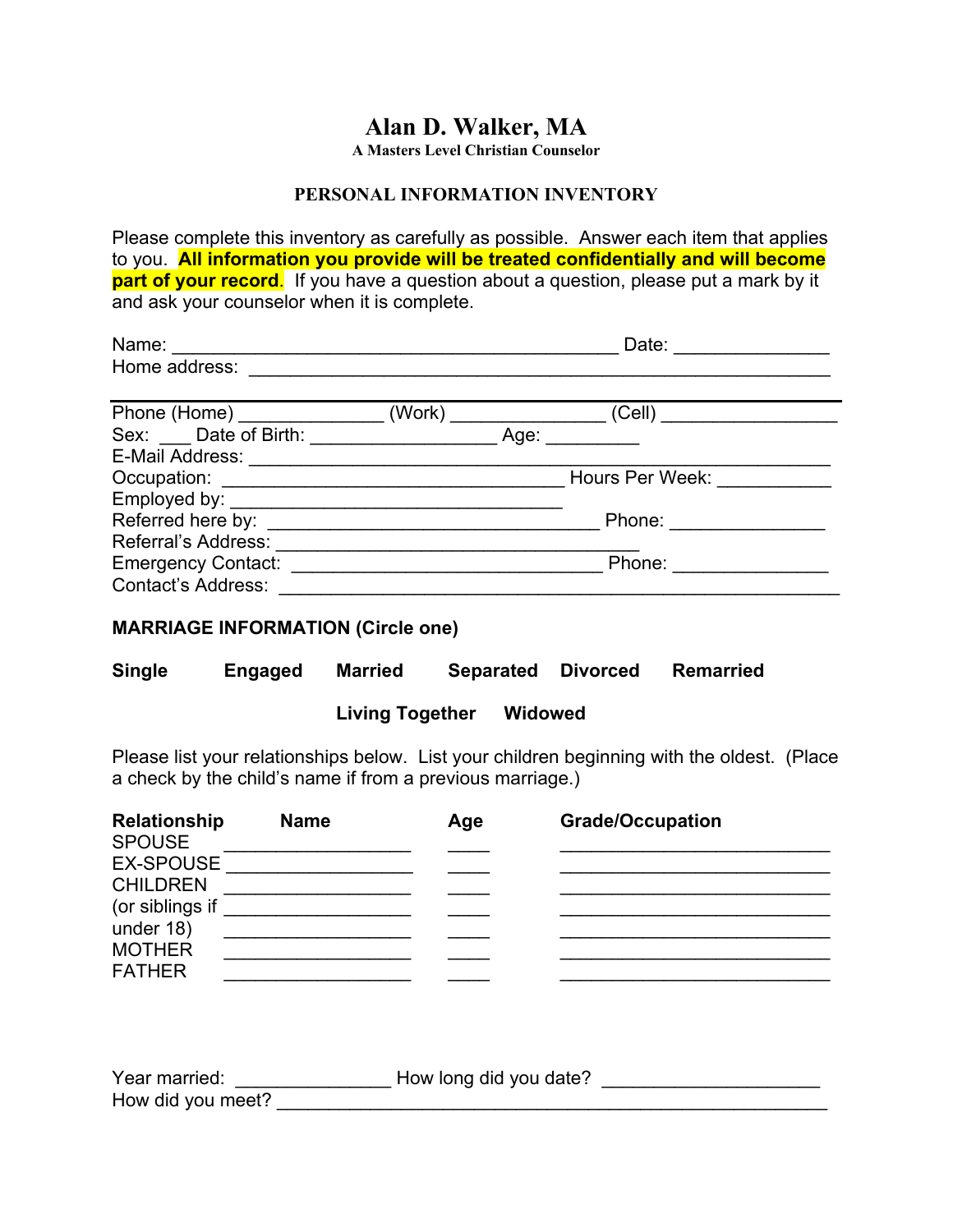# Alan D. Walker, MA

**A Masters Level Christian Counselor**

## PERSONAL INFORMATION INVENTORY

Please complete this inventory as carefully as possible. Answer each item that applies to you. **All information you provide will be treated confidentially and will become part of your record**. If you have a question about a question, please put a mark by it and ask your counselor when it is complete.

Name: ___________________________________________ Date: _______________
Home address: ________________________________________________________

---

Phone (Home) ______________ (Work) _______________ (Cell) _________________
Sex: ___ Date of Birth: __________________ Age: _________
E-Mail Address: ______________________________________________________
Occupation: _________________________________ Hours Per Week: ___________
Employed by: _________________________________
Referred here by: _________________________________ Phone: _______________
Referral's Address: ____________________________________
Emergency Contact: _______________________________ Phone: _______________
Contact's Address: ____________________________________________________

**MARRIAGE INFORMATION (Circle one)**

**Single  Engaged  Married  Separated  Divorced  Remarried**

**Living Together  Widowed**

Please list your relationships below. List your children beginning with the oldest. (Place a check by the child's name if from a previous marriage.)

| **Relationship** | **Name** | **Age** | **Grade/Occupation** |
|---|---|---|---|
| SPOUSE | __________________ | ____ | ___________________________ |
| EX-SPOUSE | __________________ | ____ | ___________________________ |
| CHILDREN | __________________ | ____ | ___________________________ |
| (or siblings if | __________________ | ____ | ___________________________ |
| under 18) | __________________ | ____ | ___________________________ |
| MOTHER | __________________ | ____ | ___________________________ |
| FATHER | __________________ | ____ | ___________________________ |

Year married: _______________ How long did you date? _____________________
How did you meet? _____________________________________________________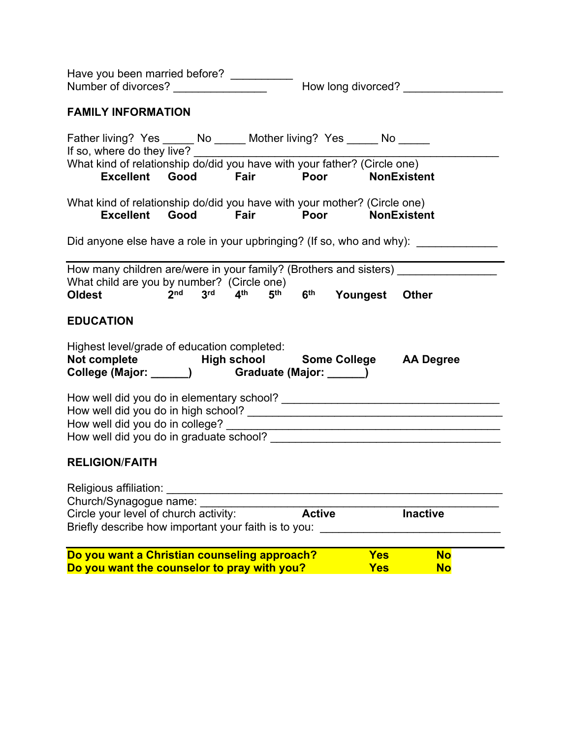Have you been married before? __________
Number of divorces? _______________ How long divorced? ________________

## FAMILY INFORMATION

Father living? Yes _____ No _____ Mother living? Yes _____ No _____
If so, where do they live? ________________________________________________
What kind of relationship do/did you have with your father? (Circle one)
**Excellent** **Good** **Fair** **Poor** **NonExistent**

What kind of relationship do/did you have with your mother? (Circle one)
**Excellent** **Good** **Fair** **Poor** **NonExistent**

Did anyone else have a role in your upbringing? (If so, who and why): _____________

---

How many children are/were in your family? (Brothers and sisters) _______________
What child are you by number? (Circle one)
**Oldest** **2nd** **3rd** **4th** **5th** **6th** **Youngest** **Other**

## EDUCATION

Highest level/grade of education completed:
**Not complete** **High school** **Some College** **AA Degree**
**College (Major: ______)** **Graduate (Major: ______)**

How well did you do in elementary school? ___________________________________
How well did you do in high school? ________________________________________
How well did you do in college? ___________________________________________
How well did you do in graduate school? _____________________________________

## RELIGION/FAITH

Religious affiliation: _______________________________________________________
Church/Synagogue name: ___________________________________________________
Circle your level of church activity: **Active** **Inactive**
Briefly describe how important your faith is to you: _____________________________

---

**Do you want a Christian counseling approach? Yes No**
**Do you want the counselor to pray with you? Yes No**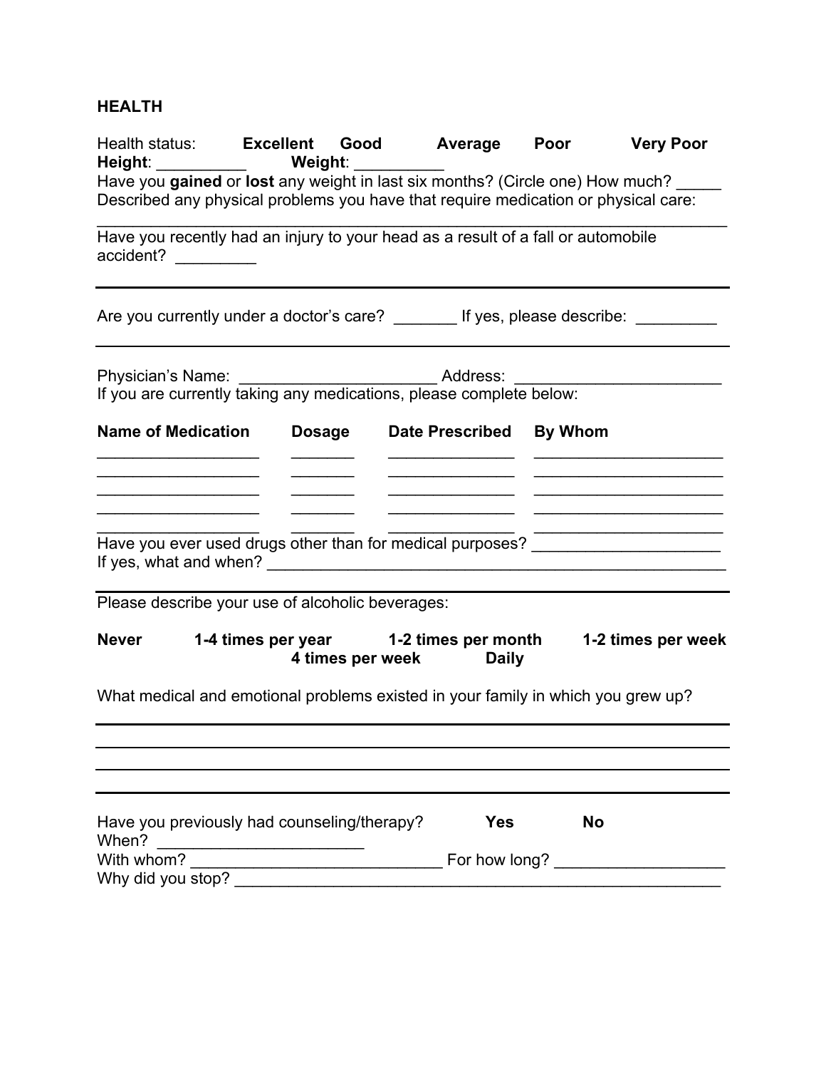## HEALTH

Health status: **Excellent** **Good** **Average** **Poor** **Very Poor**

**Height**: __________ **Weight**: __________

Have you **gained** or **lost** any weight in last six months? (Circle one) How much? _____

Described any physical problems you have that require medication or physical care:

_______________________________________________________________________________

Have you recently had an injury to your head as a result of a fall or automobile accident? _________

_______________________________________________________________________________

Are you currently under a doctor's care? _______ If yes, please describe: _________

_______________________________________________________________________________

Physician's Name: ______________________ Address: ______________________

If you are currently taking any medications, please complete below:

| Name of Medication | Dosage | Date Prescribed | By Whom |
|---|---|---|---|
| __________________ | _______ | ______________ | ______________________ |
| __________________ | _______ | ______________ | ______________________ |
| __________________ | _______ | ______________ | ______________________ |
| __________________ | _______ | ______________ | ______________________ |
| __________________ | _______ | ______________ | ______________________ |

Have you ever used drugs other than for medical purposes? _____________________

If yes, what and when? _______________________________________________________

_______________________________________________________________________________

Please describe your use of alcoholic beverages:

**Never** **1-4 times per year** **1-2 times per month** **1-2 times per week** **4 times per week** **Daily**

What medical and emotional problems existed in your family in which you grew up?

_______________________________________________________________________________

_______________________________________________________________________________

_______________________________________________________________________________

_______________________________________________________________________________

Have you previously had counseling/therapy? **Yes** **No**

When? ______________________

With whom? ____________________________ For how long? ___________________

Why did you stop? ________________________________________________________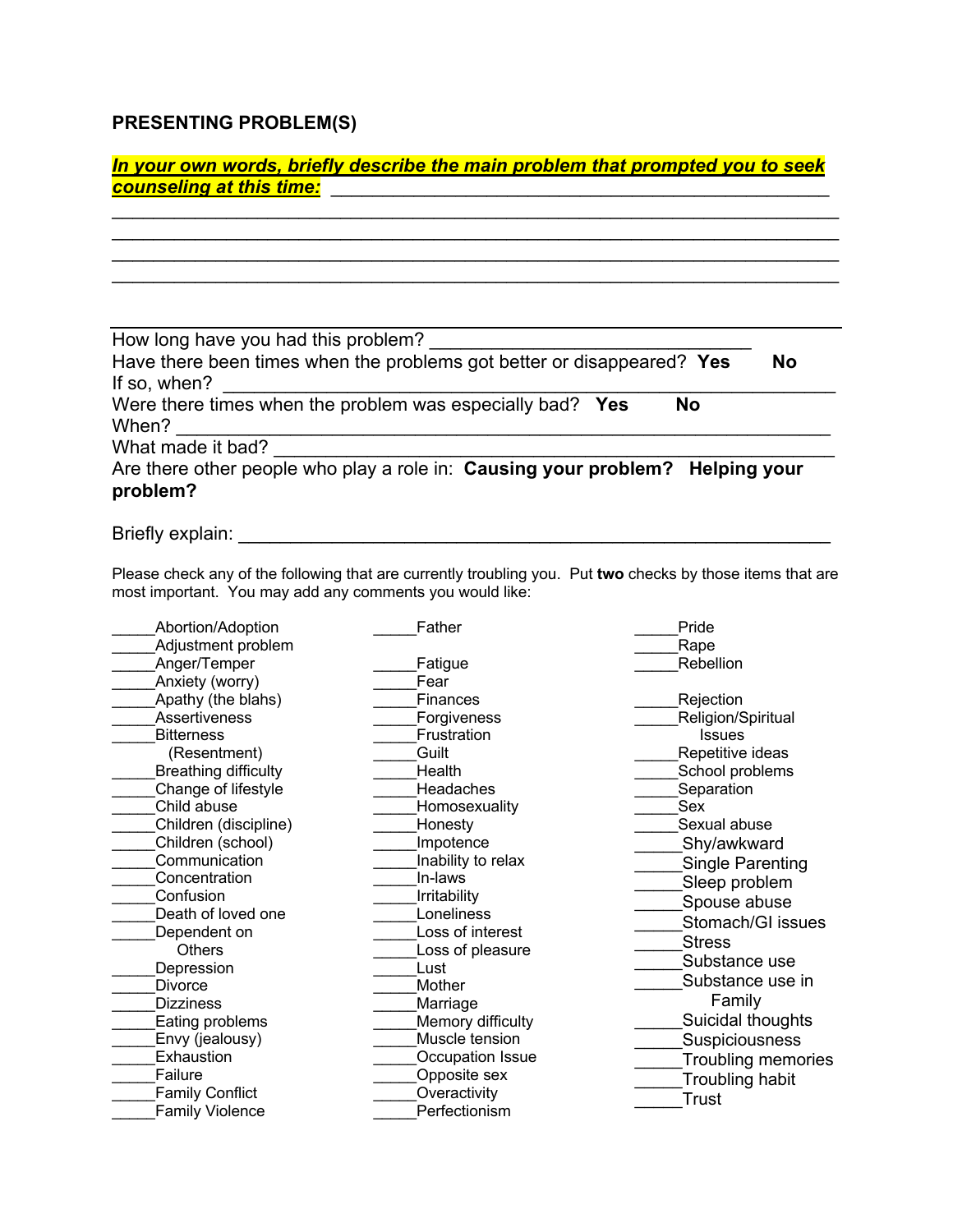## PRESENTING PROBLEM(S)

***In your own words, briefly describe the main problem that prompted you to seek counseling at this time:*** ________________________________________________
________________________________________________________________________
________________________________________________________________________
________________________________________________________________________
________________________________________________________________________

How long have you had this problem? ______________________________

Have there been times when the problems got better or disappeared? **Yes** **No**

If so, when? __________________________________________________________

Were there times when the problem was especially bad? **Yes** **No**

When? _______________________________________________________________

What made it bad? _____________________________________________________

Are there other people who play a role in: **Causing your problem?** **Helping your problem?**

Briefly explain: _______________________________________________________

Please check any of the following that are currently troubling you. Put **two** checks by those items that are most important. You may add any comments you would like:

_____Abortion/Adoption
_____Adjustment problem
_____Anger/Temper
_____Anxiety (worry)
_____Apathy (the blahs)
_____Assertiveness
_____Bitterness (Resentment)
_____Breathing difficulty
_____Change of lifestyle
_____Child abuse
_____Children (discipline)
_____Children (school)
_____Communication
_____Concentration
_____Confusion
_____Death of loved one
_____Dependent on Others
_____Depression
_____Divorce
_____Dizziness
_____Eating problems
_____Envy (jealousy)
_____Exhaustion
_____Failure
_____Family Conflict
_____Family Violence

_____Father
_____Fatigue
_____Fear
_____Finances
_____Forgiveness
_____Frustration
_____Guilt
_____Health
_____Headaches
_____Homosexuality
_____Honesty
_____Impotence
_____Inability to relax
_____In-laws
_____Irritability
_____Loneliness
_____Loss of interest
_____Loss of pleasure
_____Lust
_____Mother
_____Marriage
_____Memory difficulty
_____Muscle tension
_____Occupation Issue
_____Opposite sex
_____Overactivity
_____Perfectionism

_____Pride
_____Rape
_____Rebellion
_____Rejection
_____Religion/Spiritual Issues
_____Repetitive ideas
_____School problems
_____Separation
_____Sex
_____Sexual abuse
_____Shy/awkward
_____Single Parenting
_____Sleep problem
_____Spouse abuse
_____Stomach/GI issues
_____Stress
_____Substance use
_____Substance use in Family
_____Suicidal thoughts
_____Suspiciousness
_____Troubling memories
_____Troubling habit
_____Trust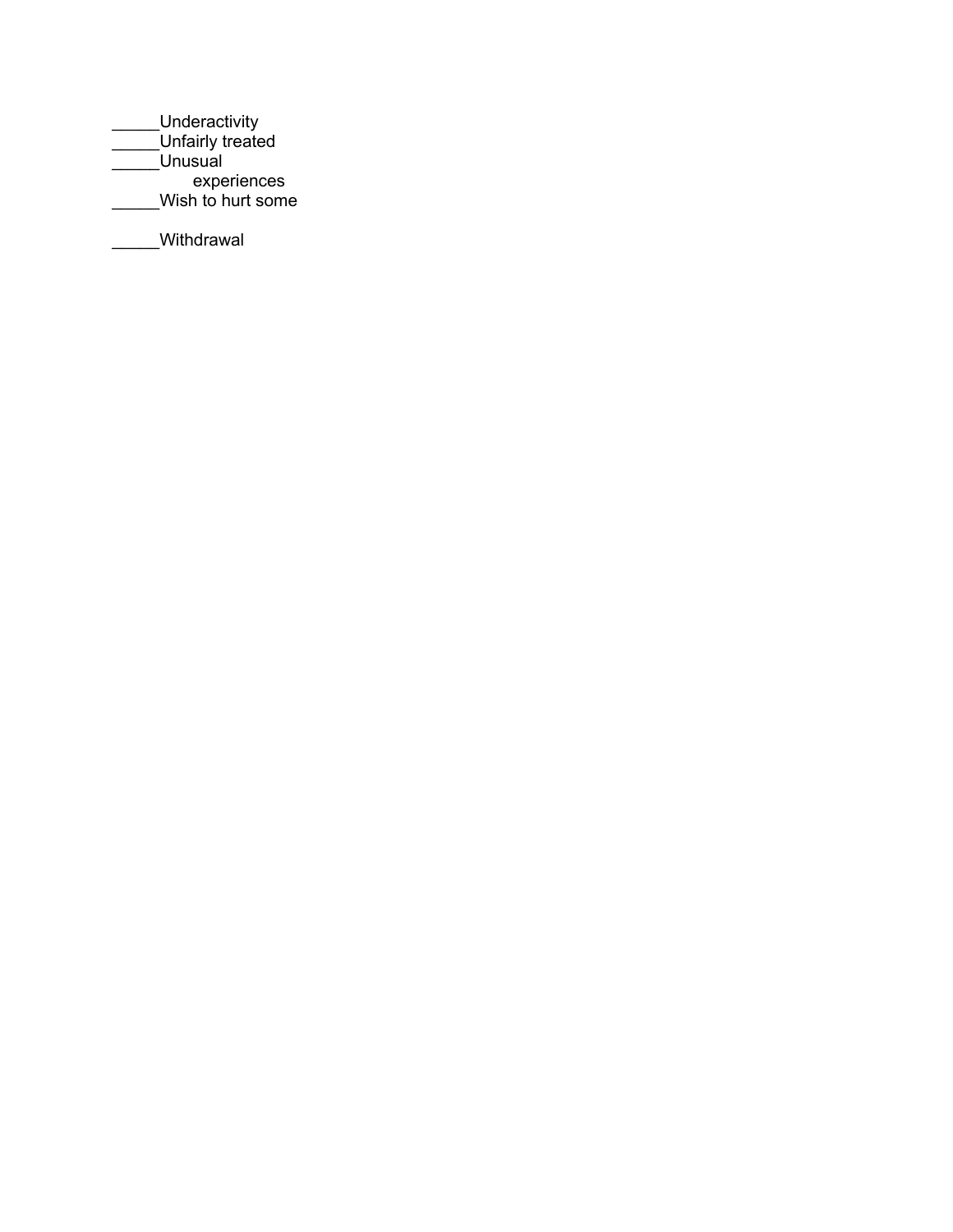_____Underactivity
_____Unfairly treated
_____Unusual
experiences
_____Wish to hurt some

_____Withdrawal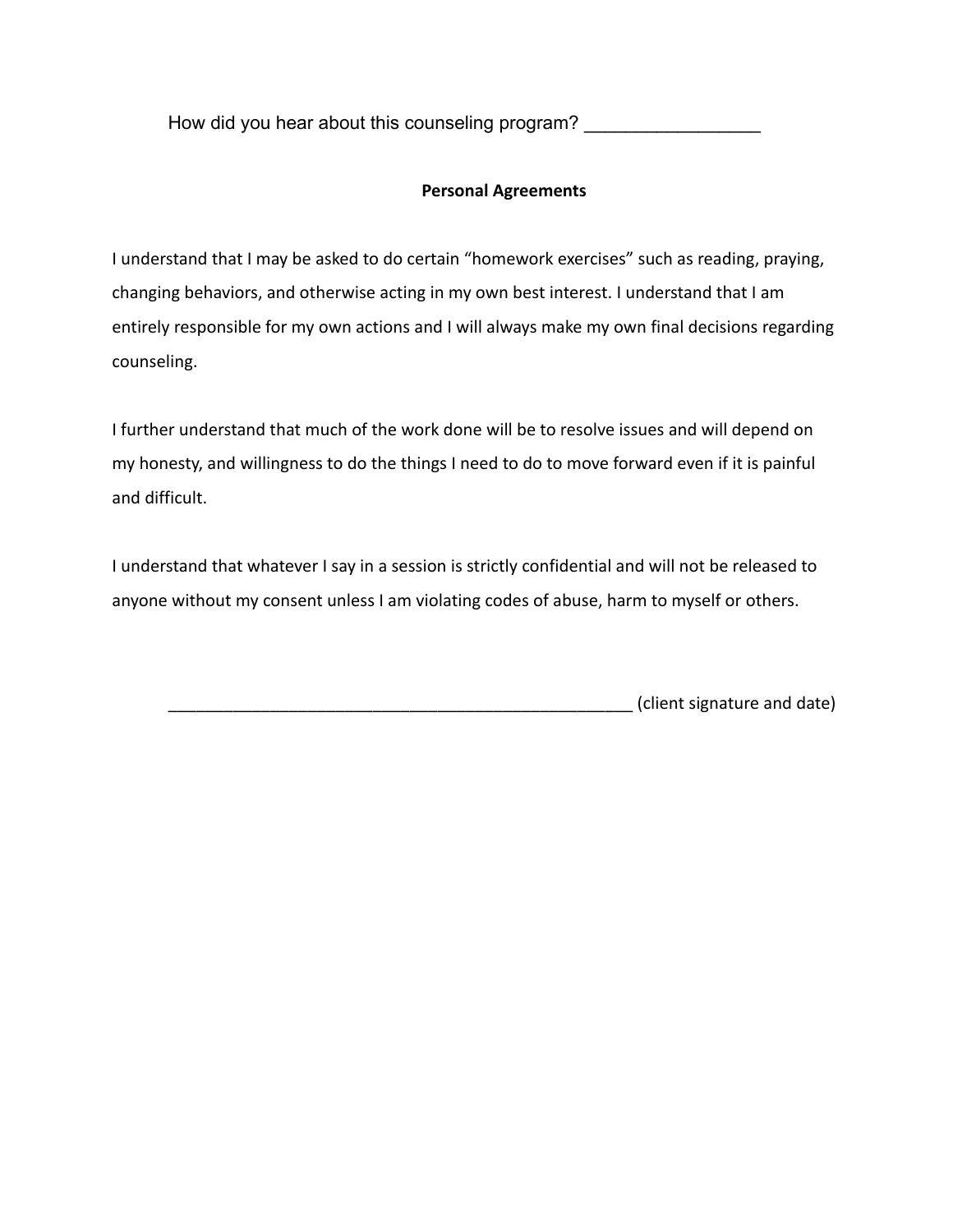How did you hear about this counseling program? _________________

**Personal Agreements**

I understand that I may be asked to do certain "homework exercises" such as reading, praying, changing behaviors, and otherwise acting in my own best interest. I understand that I am entirely responsible for my own actions and I will always make my own final decisions regarding counseling.

I further understand that much of the work done will be to resolve issues and will depend on my honesty, and willingness to do the things I need to do to move forward even if it is painful and difficult.

I understand that whatever I say in a session is strictly confidential and will not be released to anyone without my consent unless I am violating codes of abuse, harm to myself or others.

__________________________________________________ (client signature and date)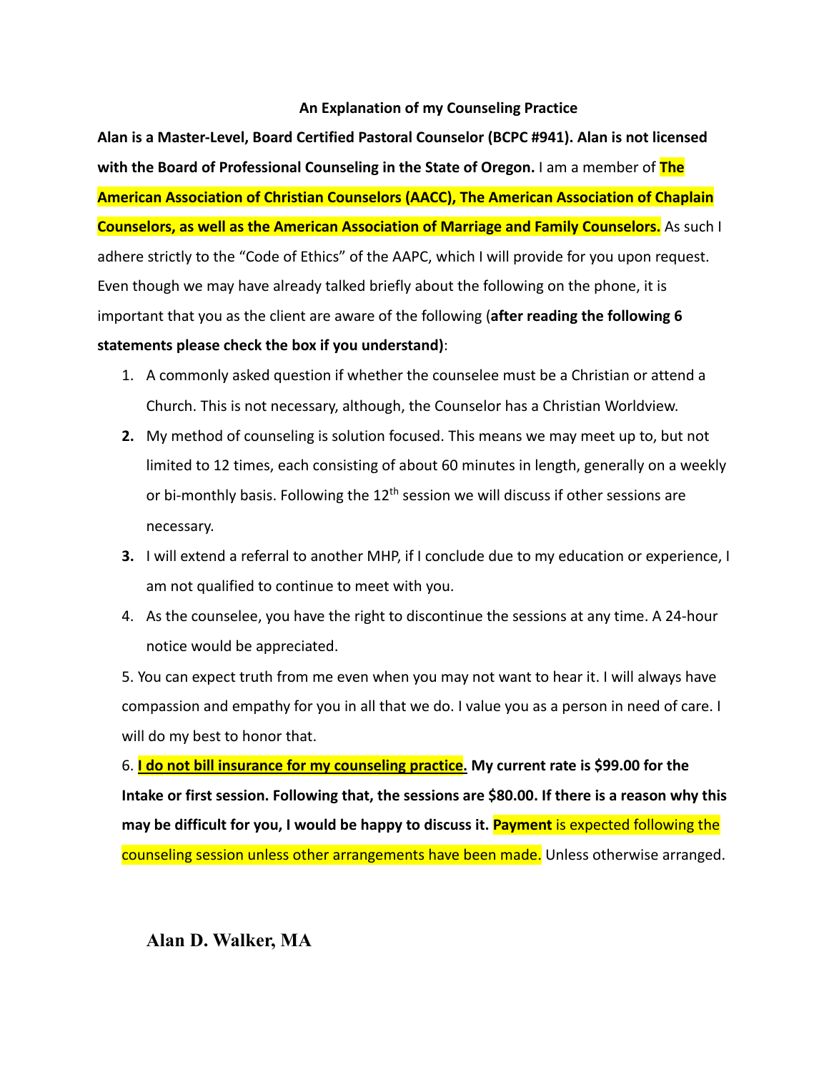**An Explanation of my Counseling Practice**

**Alan is a Master-Level, Board Certified Pastoral Counselor (BCPC #941). Alan is not licensed with the Board of Professional Counseling in the State of Oregon.** I am a member of **The American Association of Christian Counselors (AACC), The American Association of Chaplain Counselors, as well as the American Association of Marriage and Family Counselors.** As such I adhere strictly to the "Code of Ethics" of the AAPC, which I will provide for you upon request. Even though we may have already talked briefly about the following on the phone, it is important that you as the client are aware of the following (**after reading the following 6 statements please check the box if you understand)**:

1. A commonly asked question if whether the counselee must be a Christian or attend a Church. This is not necessary, although, the Counselor has a Christian Worldview.
2. My method of counseling is solution focused. This means we may meet up to, but not limited to 12 times, each consisting of about 60 minutes in length, generally on a weekly or bi-monthly basis. Following the 12th session we will discuss if other sessions are necessary.
3. I will extend a referral to another MHP, if I conclude due to my education or experience, I am not qualified to continue to meet with you.
4. As the counselee, you have the right to discontinue the sessions at any time. A 24-hour notice would be appreciated.

5. You can expect truth from me even when you may not want to hear it. I will always have compassion and empathy for you in all that we do. I value you as a person in need of care. I will do my best to honor that.

6. **I do not bill insurance for my counseling practice. My current rate is $99.00 for the Intake or first session. Following that, the sessions are $80.00. If there is a reason why this may be difficult for you, I would be happy to discuss it. Payment** is expected following the counseling session unless other arrangements have been made. Unless otherwise arranged.

**Alan D. Walker, MA**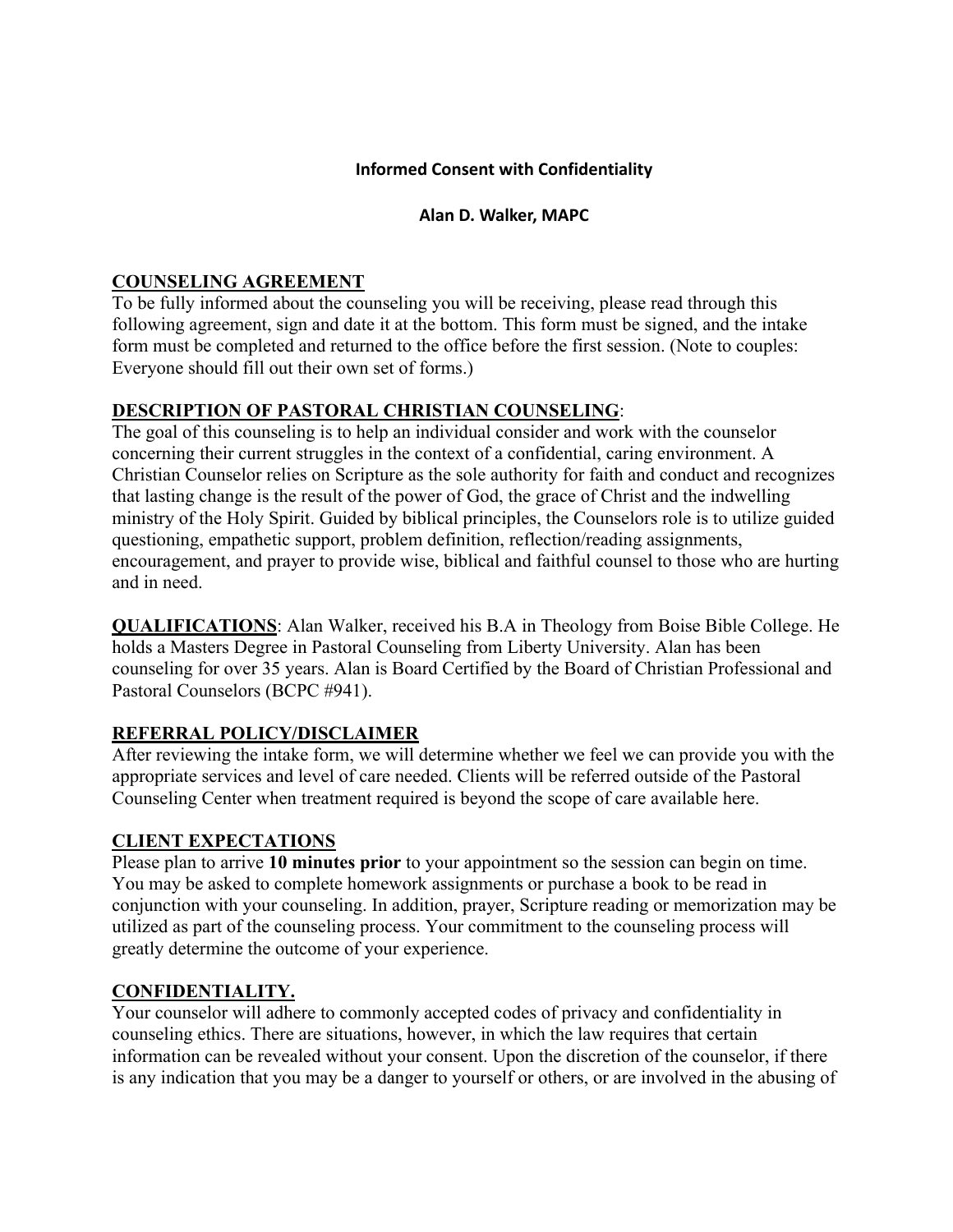**Informed Consent with Confidentiality**

**Alan D. Walker, MAPC**

## COUNSELING AGREEMENT

To be fully informed about the counseling you will be receiving, please read through this following agreement, sign and date it at the bottom. This form must be signed, and the intake form must be completed and returned to the office before the first session. (Note to couples: Everyone should fill out their own set of forms.)

## DESCRIPTION OF PASTORAL CHRISTIAN COUNSELING:

The goal of this counseling is to help an individual consider and work with the counselor concerning their current struggles in the context of a confidential, caring environment. A Christian Counselor relies on Scripture as the sole authority for faith and conduct and recognizes that lasting change is the result of the power of God, the grace of Christ and the indwelling ministry of the Holy Spirit. Guided by biblical principles, the Counselors role is to utilize guided questioning, empathetic support, problem definition, reflection/reading assignments, encouragement, and prayer to provide wise, biblical and faithful counsel to those who are hurting and in need.

**QUALIFICATIONS**: Alan Walker, received his B.A in Theology from Boise Bible College. He holds a Masters Degree in Pastoral Counseling from Liberty University. Alan has been counseling for over 35 years. Alan is Board Certified by the Board of Christian Professional and Pastoral Counselors (BCPC #941).

## REFERRAL POLICY/DISCLAIMER

After reviewing the intake form, we will determine whether we feel we can provide you with the appropriate services and level of care needed. Clients will be referred outside of the Pastoral Counseling Center when treatment required is beyond the scope of care available here.

## CLIENT EXPECTATIONS

Please plan to arrive **10 minutes prior** to your appointment so the session can begin on time. You may be asked to complete homework assignments or purchase a book to be read in conjunction with your counseling. In addition, prayer, Scripture reading or memorization may be utilized as part of the counseling process. Your commitment to the counseling process will greatly determine the outcome of your experience.

## CONFIDENTIALITY.

Your counselor will adhere to commonly accepted codes of privacy and confidentiality in counseling ethics. There are situations, however, in which the law requires that certain information can be revealed without your consent. Upon the discretion of the counselor, if there is any indication that you may be a danger to yourself or others, or are involved in the abusing of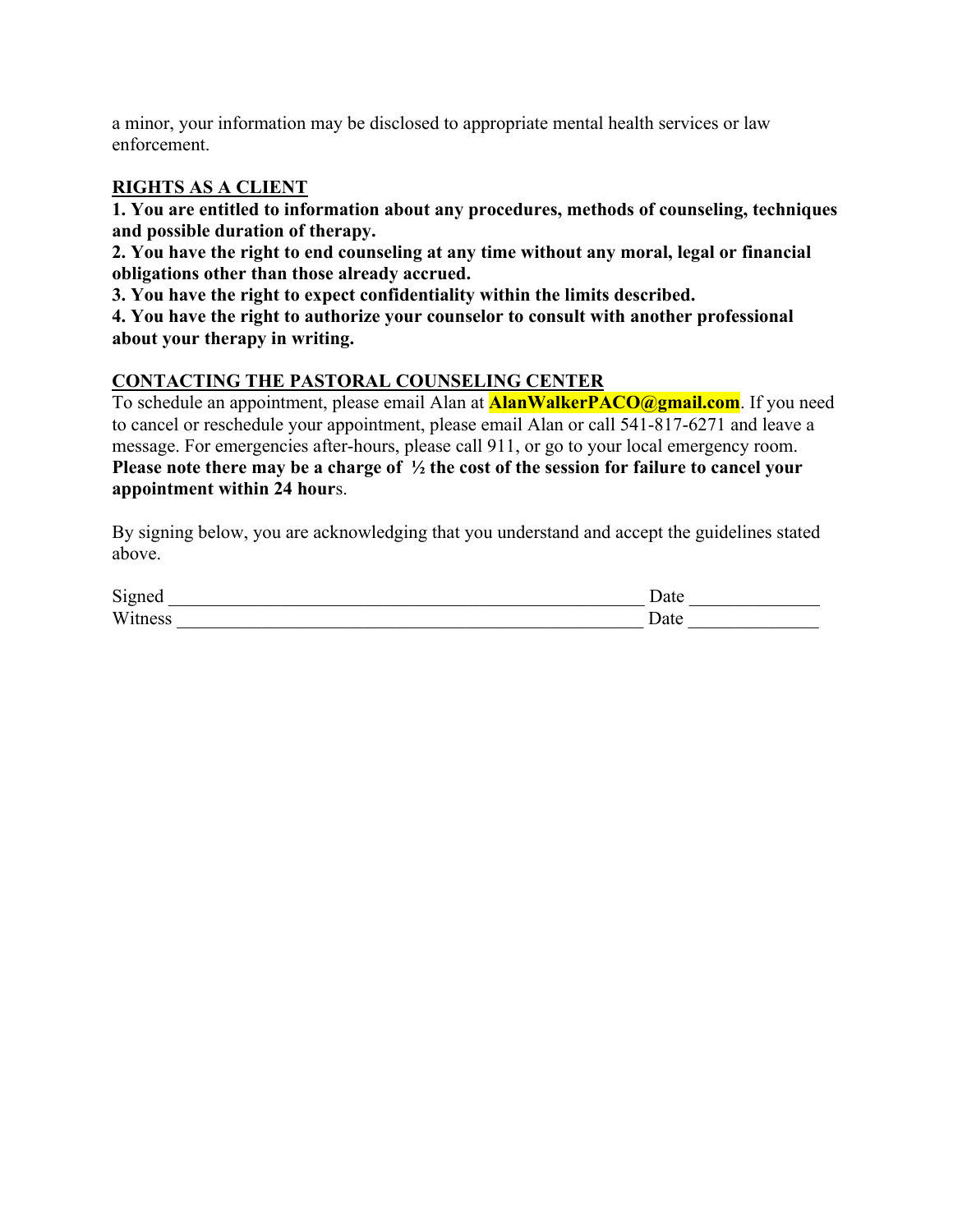a minor, your information may be disclosed to appropriate mental health services or law enforcement.

## RIGHTS AS A CLIENT

**1. You are entitled to information about any procedures, methods of counseling, techniques and possible duration of therapy.**
**2. You have the right to end counseling at any time without any moral, legal or financial obligations other than those already accrued.**
**3. You have the right to expect confidentiality within the limits described.**
**4. You have the right to authorize your counselor to consult with another professional about your therapy in writing.**

## CONTACTING THE PASTORAL COUNSELING CENTER

To schedule an appointment, please email Alan at **AlanWalkerPACO@gmail.com**. If you need to cancel or reschedule your appointment, please email Alan or call 541-817-6271 and leave a message. For emergencies after-hours, please call 911, or go to your local emergency room. **Please note there may be a charge of ½ the cost of the session for failure to cancel your appointment within 24 hour**s.

By signing below, you are acknowledging that you understand and accept the guidelines stated above.

Signed ______________________________________________ Date ____________
Witness _____________________________________________ Date ____________